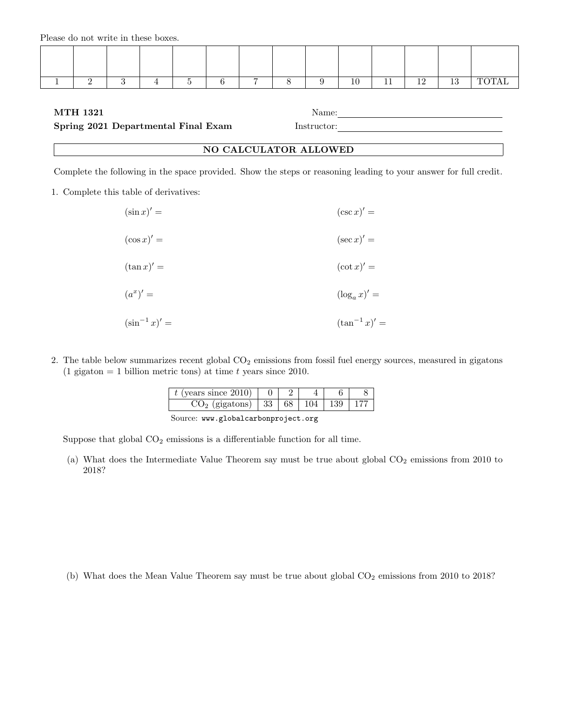Please do not write in these boxes.

| | | | | | | | | | | | | | |
|---|---|---|---|---|---|---|---|---|---|---|---|---|---|
| 1 | 2 | 3 | 4 | 5 | 6 | 7 | 8 | 9 | 10 | 11 | 12 | 13 | TOTAL |

**MTH 1321**

**Spring 2021 Departmental Final Exam**

Name:

Instructor:

**NO CALCULATOR ALLOWED**

Complete the following in the space provided. Show the steps or reasoning leading to your answer for full credit.

1. Complete this table of derivatives:

   $(\sin x)' =$ $\qquad$ $(\csc x)' =$

   $(\cos x)' =$ $\qquad$ $(\sec x)' =$

   $(\tan x)' =$ $\qquad$ $(\cot x)' =$

   $(a^x)' =$ $\qquad$ $(\log_a x)' =$

   $(\sin^{-1} x)' =$ $\qquad$ $(\tan^{-1} x)' =$

2. The table below summarizes recent global $CO_2$ emissions from fossil fuel energy sources, measured in gigatons (1 gigaton = 1 billion metric tons) at time $t$ years since 2010.

| $t$ (years since 2010) | 0 | 2 | 4 | 6 | 8 |
|---|---|---|---|---|---|
| $CO_2$ (gigatons) | 33 | 68 | 104 | 139 | 177 |

Source: `www.globalcarbonproject.org`

Suppose that global $CO_2$ emissions is a differentiable function for all time.

(a) What does the Intermediate Value Theorem say must be true about global $CO_2$ emissions from 2010 to 2018?

(b) What does the Mean Value Theorem say must be true about global $CO_2$ emissions from 2010 to 2018?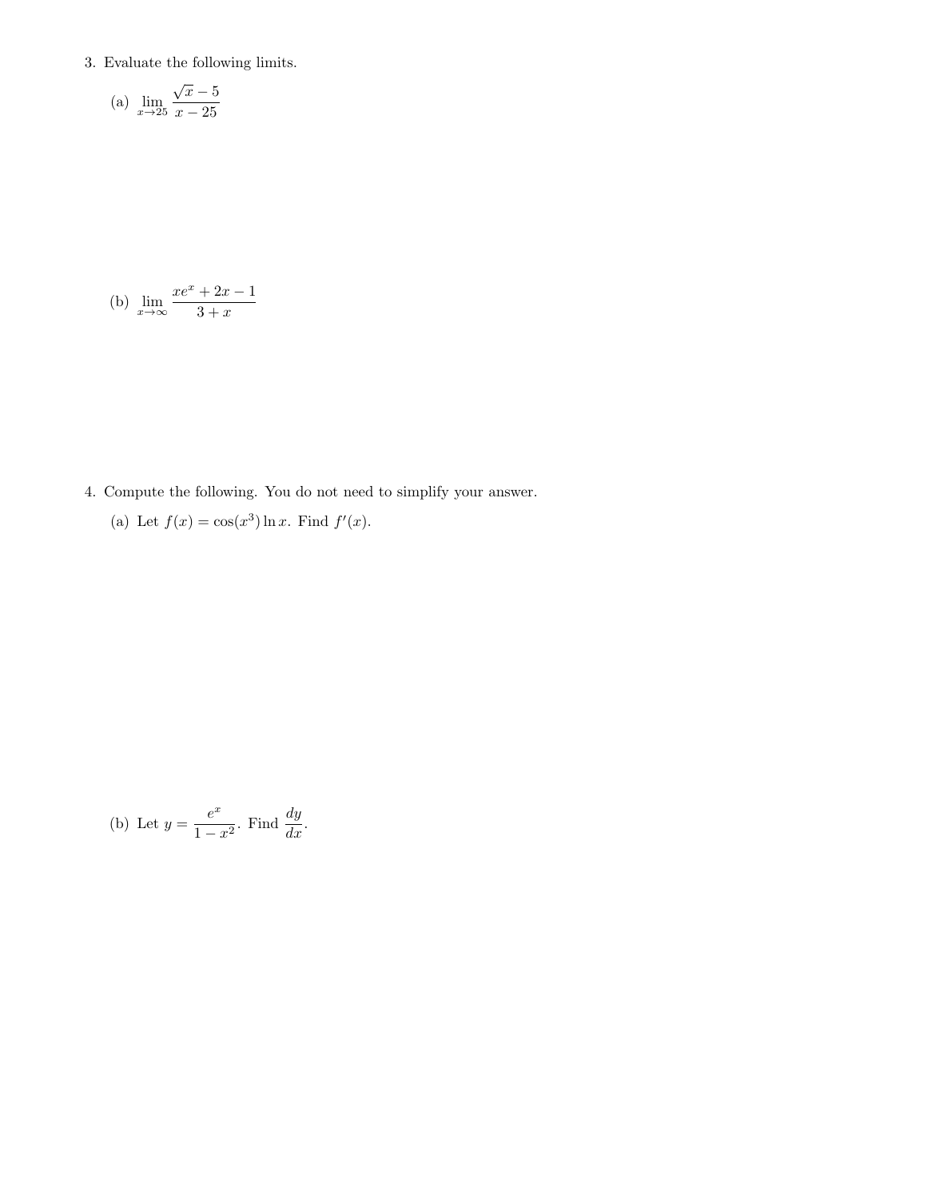3. Evaluate the following limits.

   (a) $\lim_{x \to 25} \frac{\sqrt{x} - 5}{x - 25}$

   (b) $\lim_{x \to \infty} \frac{xe^x + 2x - 1}{3 + x}$

4. Compute the following. You do not need to simplify your answer.

   (a) Let $f(x) = \cos(x^3) \ln x$. Find $f'(x)$.

   (b) Let $y = \frac{e^x}{1 - x^2}$. Find $\frac{dy}{dx}$.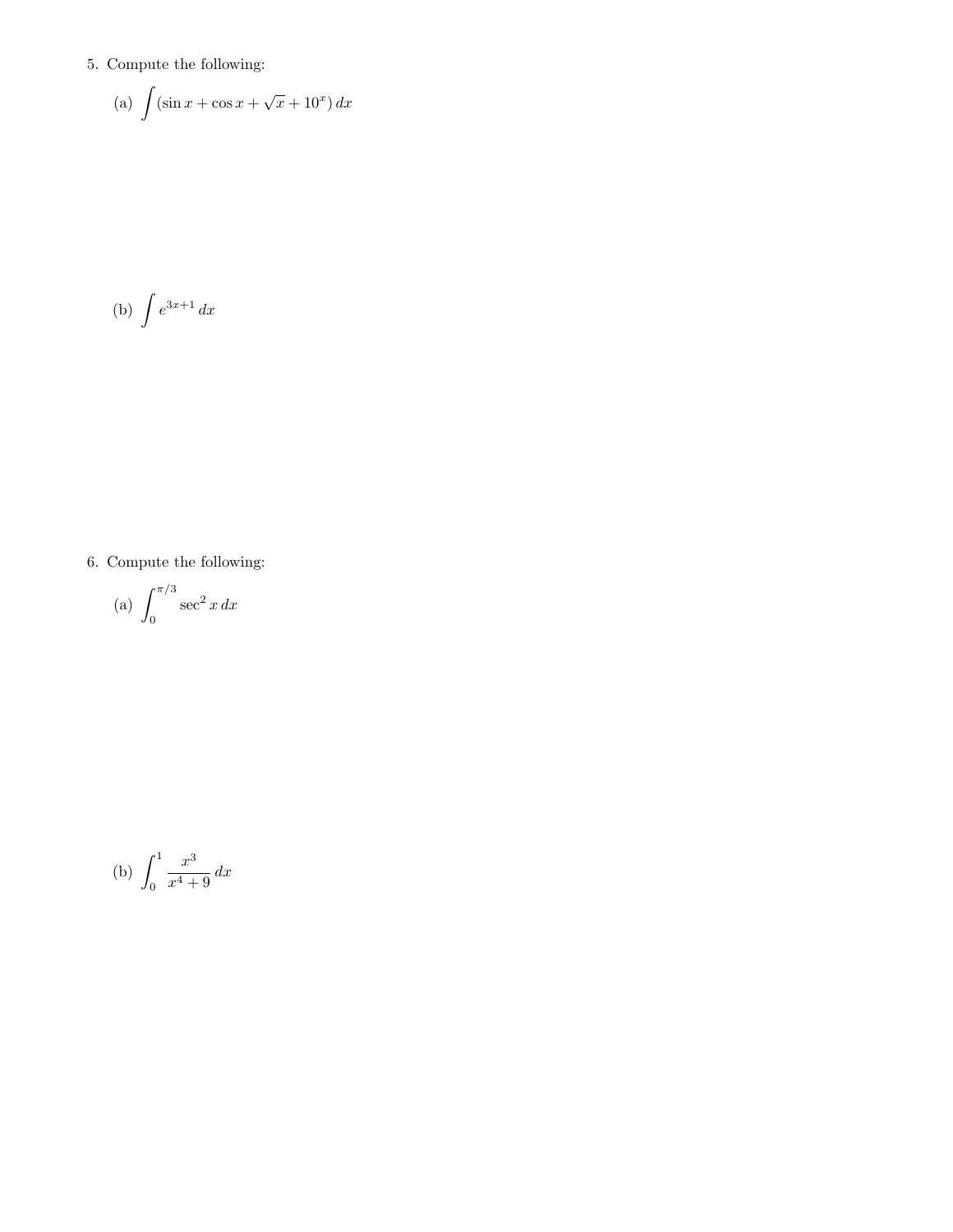5. Compute the following:

   (a) $\displaystyle\int (\sin x + \cos x + \sqrt{x} + 10^x)\,dx$

   (b) $\displaystyle\int e^{3x+1}\,dx$

6. Compute the following:

   (a) $\displaystyle\int_0^{\pi/3} \sec^2 x\,dx$

   (b) $\displaystyle\int_0^1 \frac{x^3}{x^4+9}\,dx$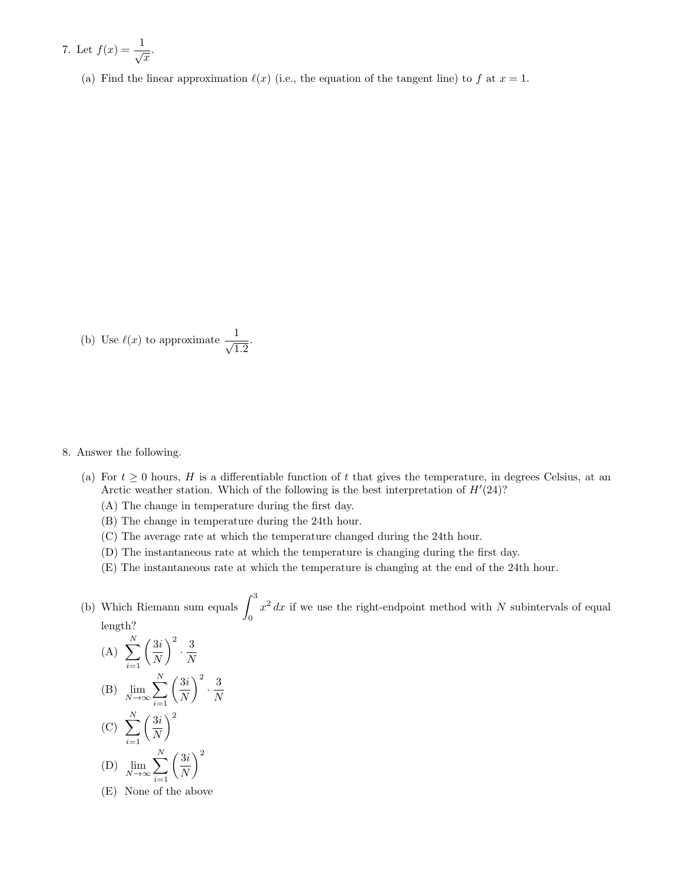7. Let $f(x) = \dfrac{1}{\sqrt{x}}$.

   (a) Find the linear approximation $\ell(x)$ (i.e., the equation of the tangent line) to $f$ at $x = 1$.

   (b) Use $\ell(x)$ to approximate $\dfrac{1}{\sqrt{1.2}}$.

8. Answer the following.

   (a) For $t \geq 0$ hours, $H$ is a differentiable function of $t$ that gives the temperature, in degrees Celsius, at an Arctic weather station. Which of the following is the best interpretation of $H'(24)$?

   (A) The change in temperature during the first day.
   (B) The change in temperature during the 24th hour.
   (C) The average rate at which the temperature changed during the 24th hour.
   (D) The instantaneous rate at which the temperature is changing during the first day.
   (E) The instantaneous rate at which the temperature is changing at the end of the 24th hour.

   (b) Which Riemann sum equals $\displaystyle\int_0^3 x^2\,dx$ if we use the right-endpoint method with $N$ subintervals of equal length?

   (A) $\displaystyle\sum_{i=1}^{N} \left(\frac{3i}{N}\right)^2 \cdot \frac{3}{N}$

   (B) $\displaystyle\lim_{N\to\infty} \sum_{i=1}^{N} \left(\frac{3i}{N}\right)^2 \cdot \frac{3}{N}$

   (C) $\displaystyle\sum_{i=1}^{N} \left(\frac{3i}{N}\right)^2$

   (D) $\displaystyle\lim_{N\to\infty} \sum_{i=1}^{N} \left(\frac{3i}{N}\right)^2$

   (E) None of the above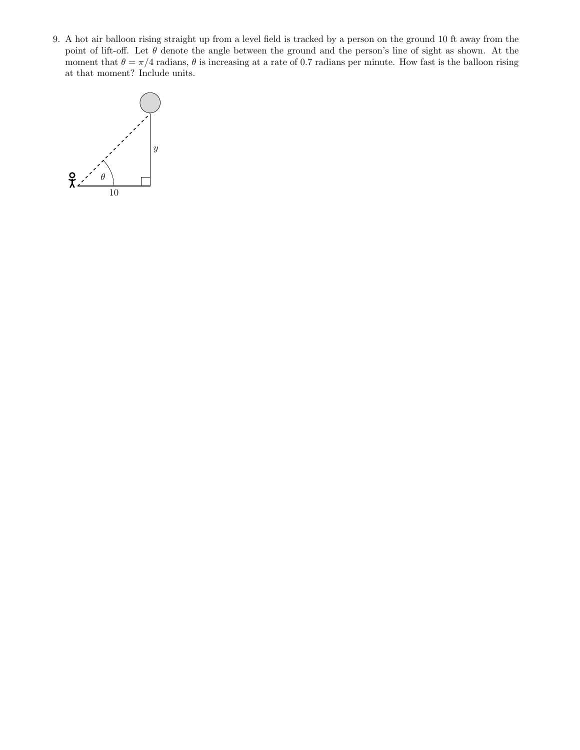9. A hot air balloon rising straight up from a level field is tracked by a person on the ground 10 ft away from the point of lift-off. Let $\theta$ denote the angle between the ground and the person's line of sight as shown. At the moment that $\theta = \pi/4$ radians, $\theta$ is increasing at a rate of 0.7 radians per minute. How fast is the balloon rising at that moment? Include units.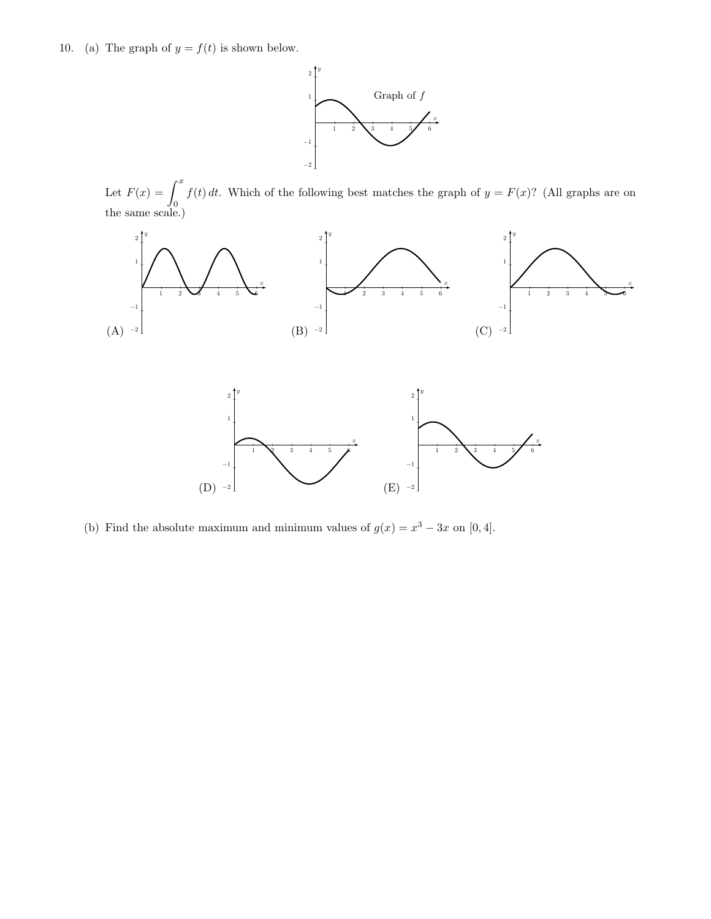10. (a) The graph of $y = f(t)$ is shown below.

Graph of $f$

Let $F(x) = \int_0^x f(t)\,dt$. Which of the following best matches the graph of $y = F(x)$? (All graphs are on the same scale.)

(A)

(B)

(C)

(D)

(E)

(b) Find the absolute maximum and minimum values of $g(x) = x^3 - 3x$ on $[0, 4]$.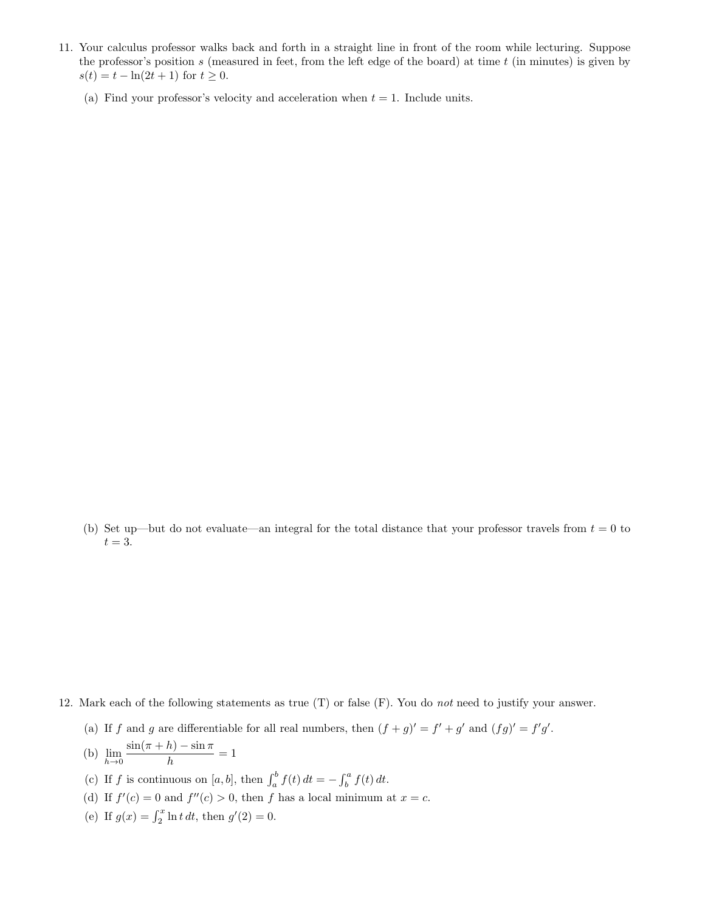11. Your calculus professor walks back and forth in a straight line in front of the room while lecturing. Suppose the professor's position $s$ (measured in feet, from the left edge of the board) at time $t$ (in minutes) is given by $s(t) = t - \ln(2t+1)$ for $t \geq 0$.

    (a) Find your professor's velocity and acceleration when $t = 1$. Include units.

    (b) Set up—but do not evaluate—an integral for the total distance that your professor travels from $t = 0$ to $t = 3$.

12. Mark each of the following statements as true (T) or false (F). You do *not* need to justify your answer.

    (a) If $f$ and $g$ are differentiable for all real numbers, then $(f+g)' = f' + g'$ and $(fg)' = f'g'$.

    (b) $\displaystyle\lim_{h \to 0} \frac{\sin(\pi + h) - \sin \pi}{h} = 1$

    (c) If $f$ is continuous on $[a, b]$, then $\int_a^b f(t)\,dt = -\int_b^a f(t)\,dt$.

    (d) If $f'(c) = 0$ and $f''(c) > 0$, then $f$ has a local minimum at $x = c$.

    (e) If $g(x) = \int_2^x \ln t\,dt$, then $g'(2) = 0$.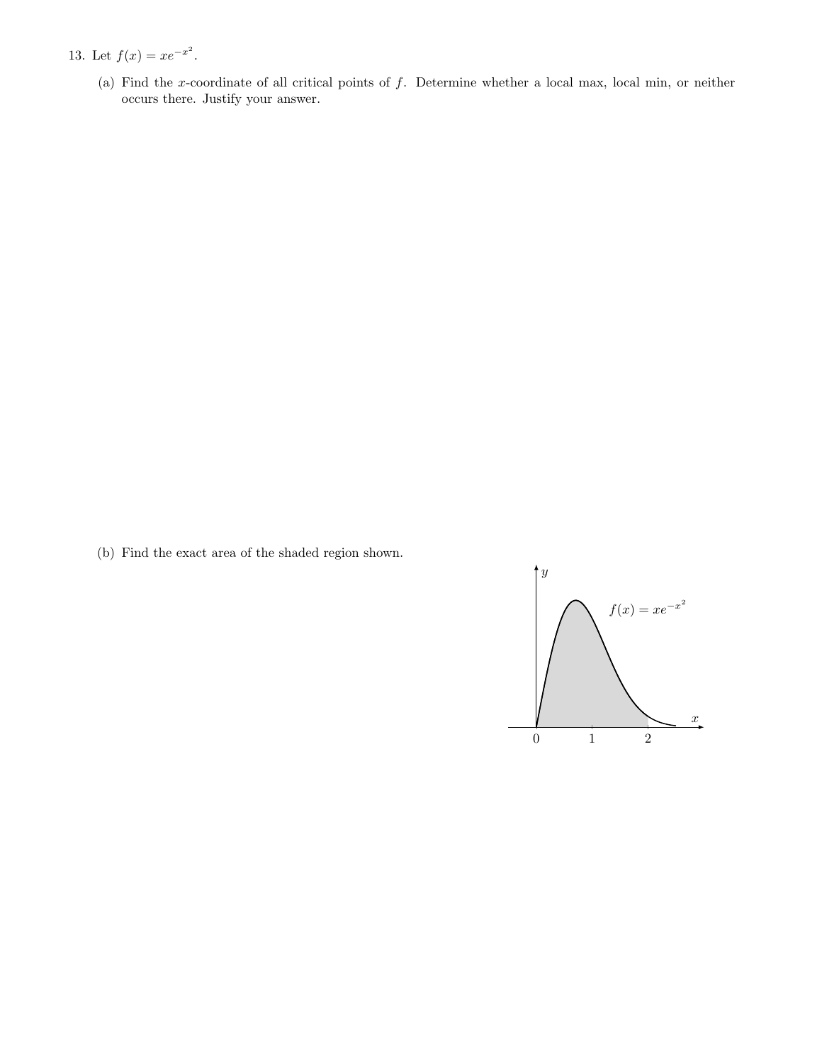13. Let $f(x) = xe^{-x^2}$.

   (a) Find the $x$-coordinate of all critical points of $f$. Determine whether a local max, local min, or neither occurs there. Justify your answer.

   (b) Find the exact area of the shaded region shown.

y

$f(x) = xe^{-x^2}$

x

0

1

2